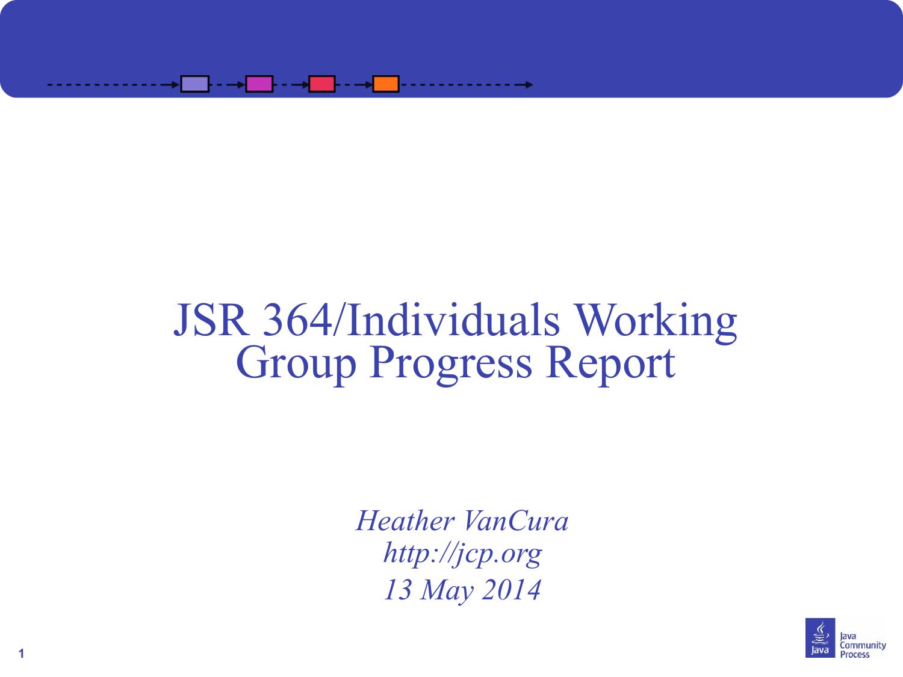# JSR 364/Individuals Working Group Progress Report

*Heather VanCura*
*http://jcp.org*
*13 May 2014*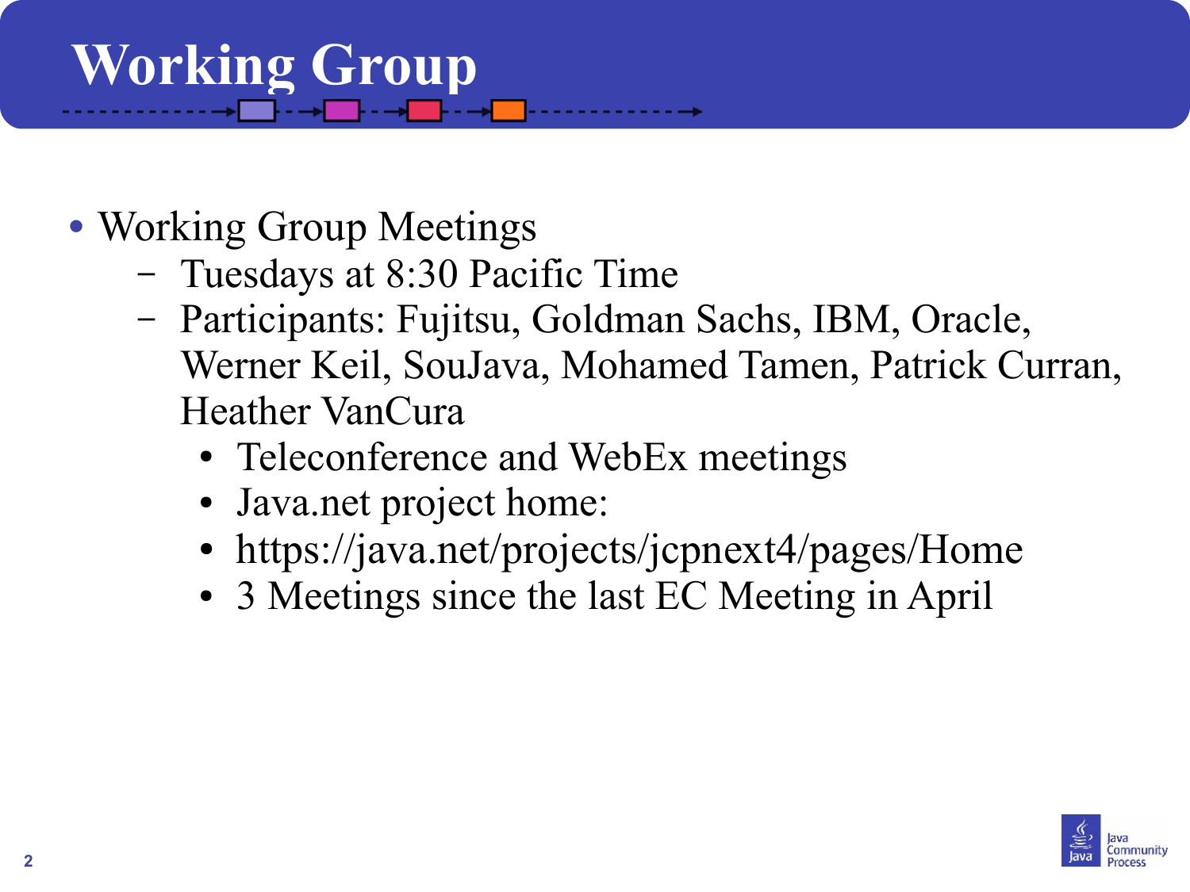# Working Group

- Working Group Meetings
  - Tuesdays at 8:30 Pacific Time
  - Participants: Fujitsu, Goldman Sachs, IBM, Oracle, Werner Keil, SouJava, Mohamed Tamen, Patrick Curran, Heather VanCura
    - Teleconference and WebEx meetings
    - Java.net project home:
    - https://java.net/projects/jcpnext4/pages/Home
    - 3 Meetings since the last EC Meeting in April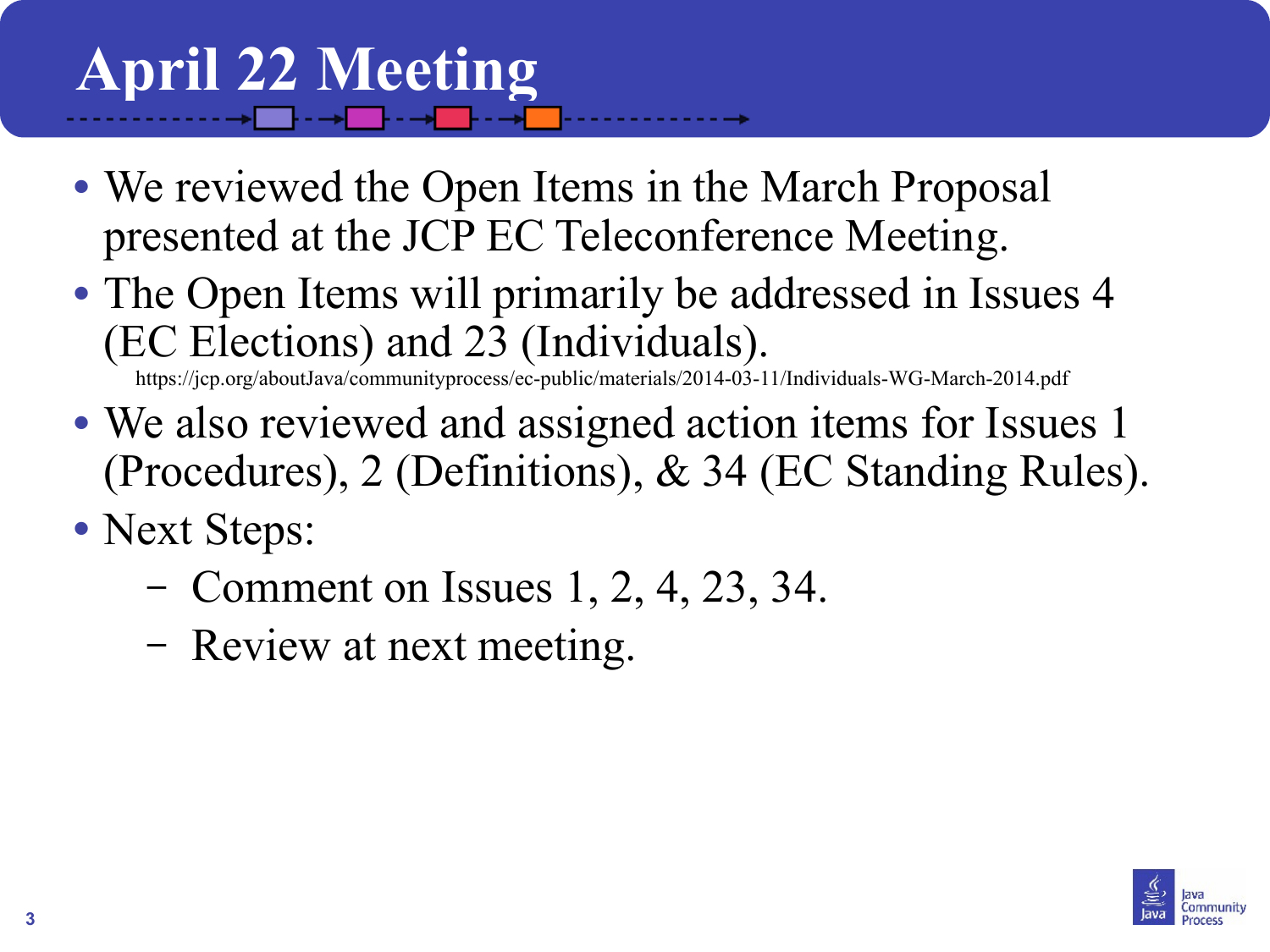# April 22 Meeting

- We reviewed the Open Items in the March Proposal presented at the JCP EC Teleconference Meeting.
- The Open Items will primarily be addressed in Issues 4 (EC Elections) and 23 (Individuals).
  https://jcp.org/aboutJava/communityprocess/ec-public/materials/2014-03-11/Individuals-WG-March-2014.pdf
- We also reviewed and assigned action items for Issues 1 (Procedures), 2 (Definitions), & 34 (EC Standing Rules).
- Next Steps:
  - Comment on Issues 1, 2, 4, 23, 34.
  - Review at next meeting.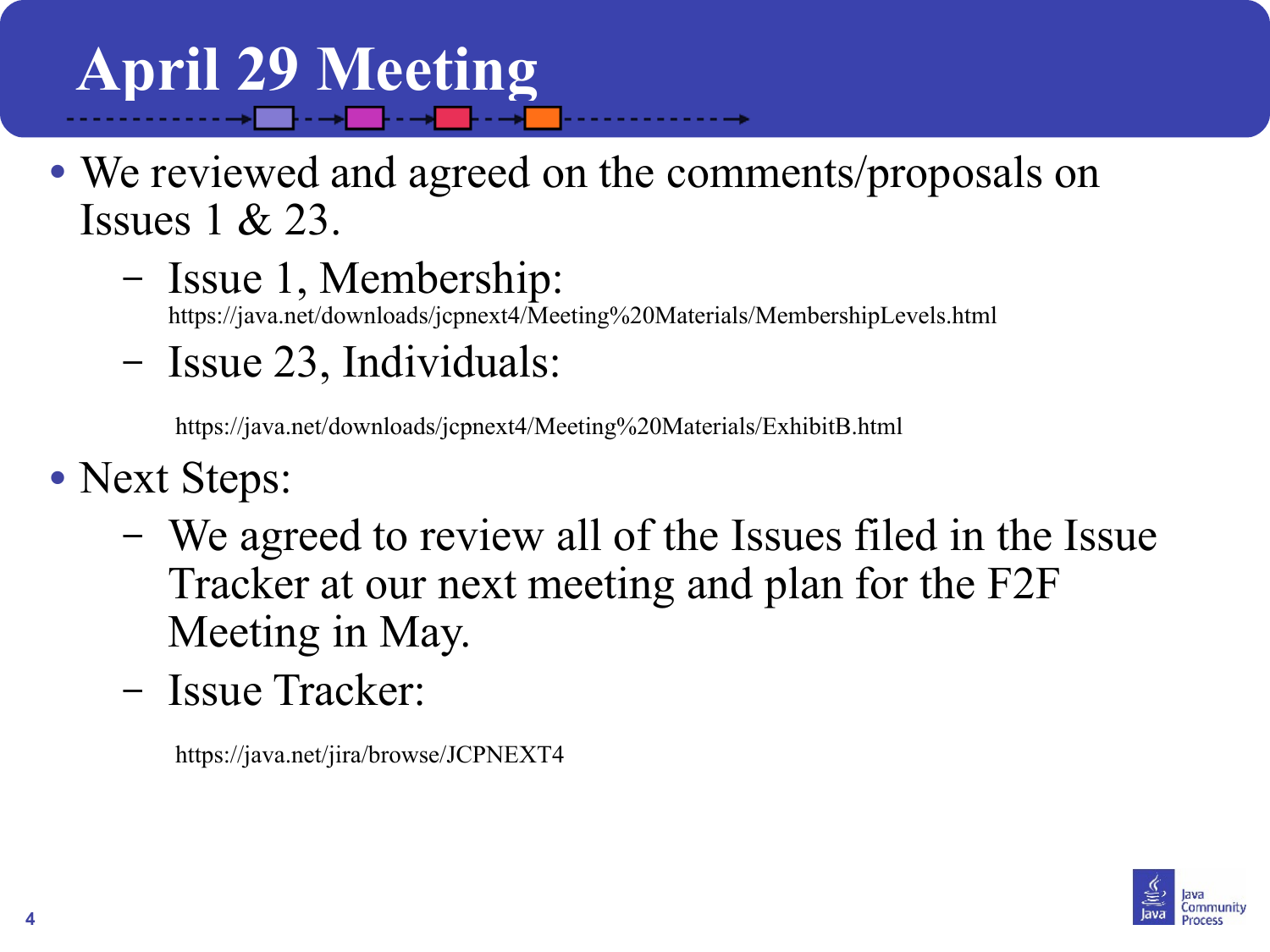# April 29 Meeting

- We reviewed and agreed on the comments/proposals on Issues 1 & 23.
  - Issue 1, Membership: https://java.net/downloads/jcpnext4/Meeting%20Materials/MembershipLevels.html
  - Issue 23, Individuals:

    https://java.net/downloads/jcpnext4/Meeting%20Materials/ExhibitB.html
- Next Steps:
  - We agreed to review all of the Issues filed in the Issue Tracker at our next meeting and plan for the F2F Meeting in May.
  - Issue Tracker:

    https://java.net/jira/browse/JCPNEXT4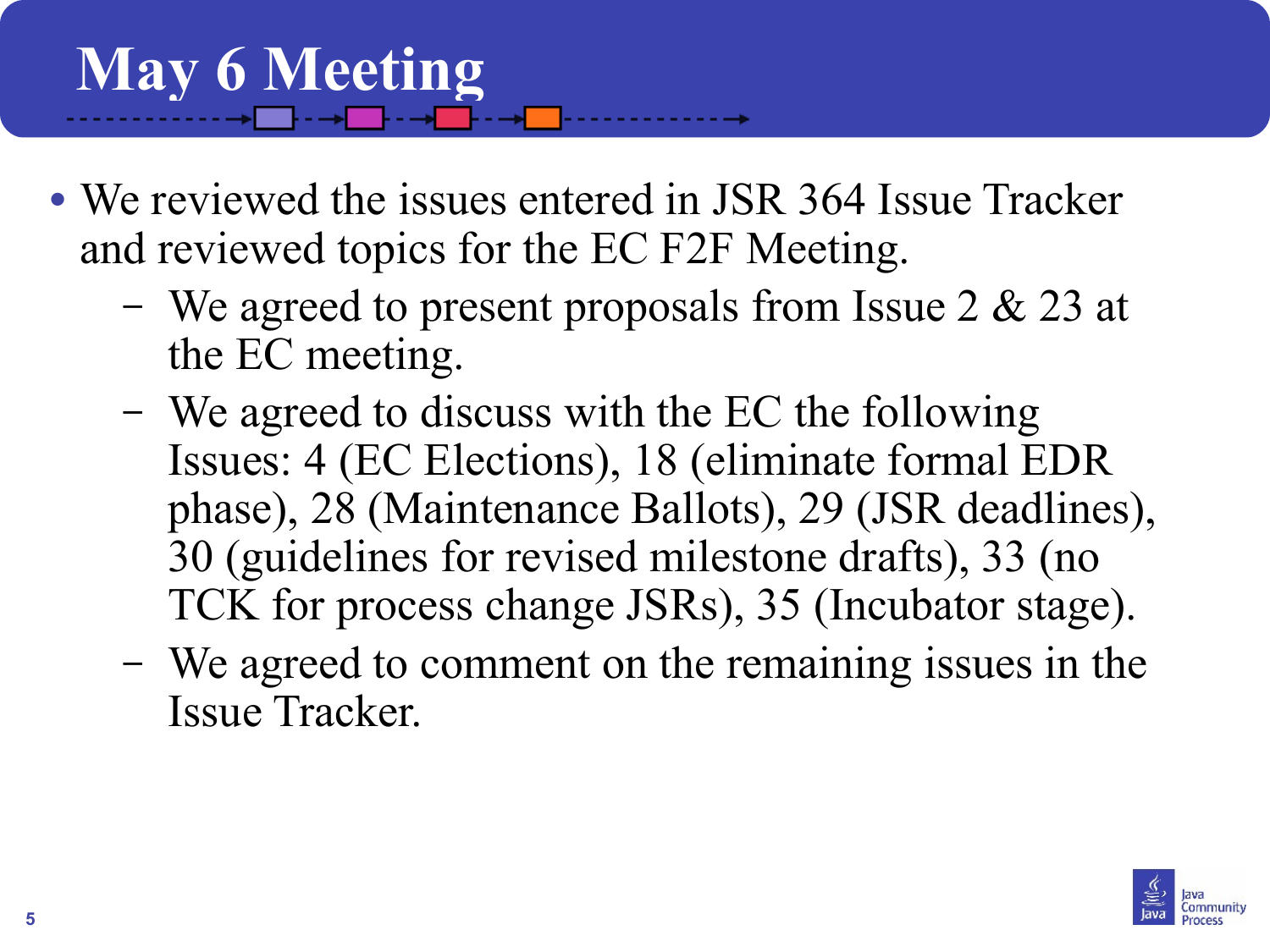# May 6 Meeting

- We reviewed the issues entered in JSR 364 Issue Tracker and reviewed topics for the EC F2F Meeting.
  - We agreed to present proposals from Issue 2 & 23 at the EC meeting.
  - We agreed to discuss with the EC the following Issues: 4 (EC Elections), 18 (eliminate formal EDR phase), 28 (Maintenance Ballots), 29 (JSR deadlines), 30 (guidelines for revised milestone drafts), 33 (no TCK for process change JSRs), 35 (Incubator stage).
  - We agreed to comment on the remaining issues in the Issue Tracker.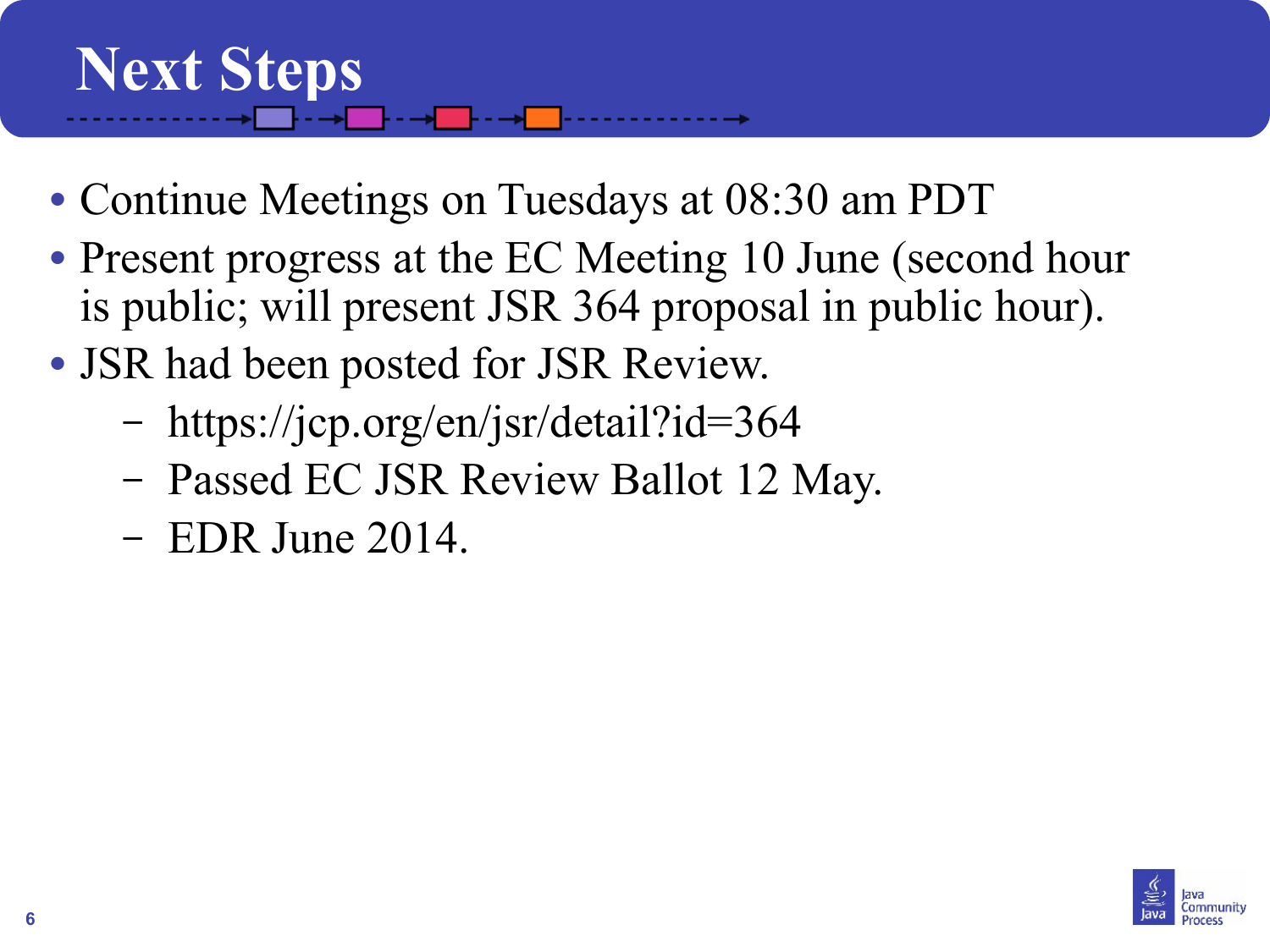# Next Steps

- Continue Meetings on Tuesdays at 08:30 am PDT
- Present progress at the EC Meeting 10 June (second hour is public; will present JSR 364 proposal in public hour).
- JSR had been posted for JSR Review.
  - https://jcp.org/en/jsr/detail?id=364
  - Passed EC JSR Review Ballot 12 May.
  - EDR June 2014.